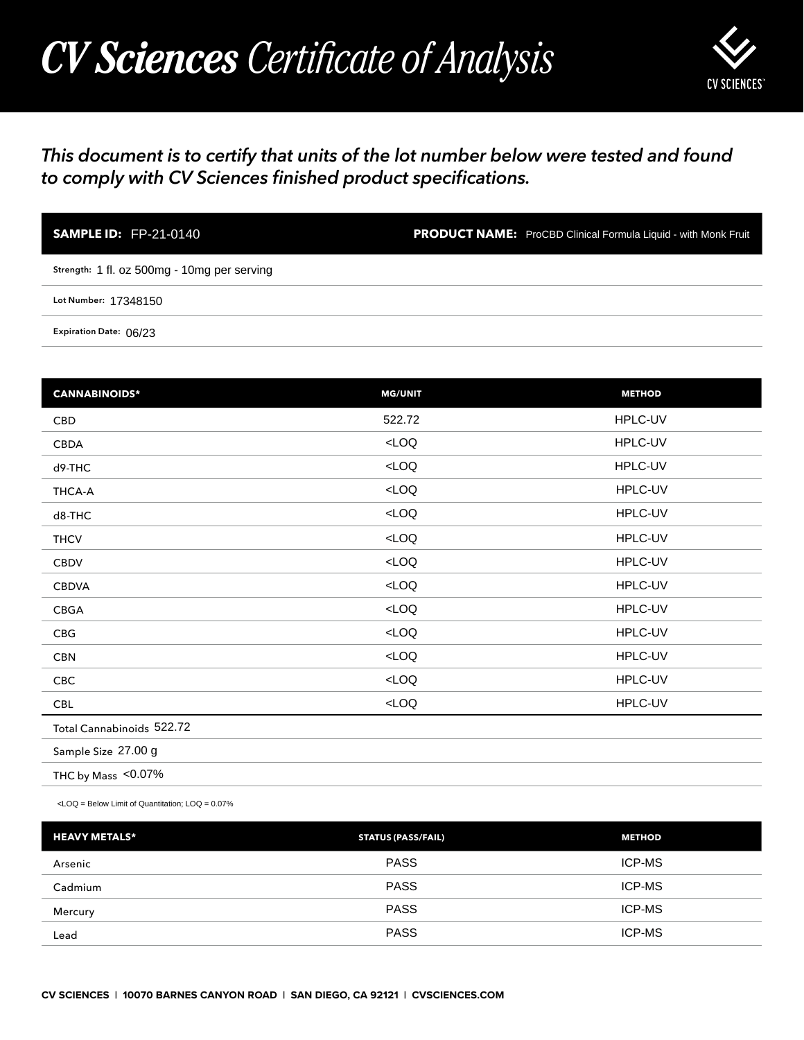# *CV Sciences* *Certificate of Analysis*

CV SCIENCES

*This document is to certify that units of the lot number below were tested and found to comply with CV Sciences finished product specifications.*

**SAMPLE ID:** FP-21-0140 **PRODUCT NAME:** ProCBD Clinical Formula Liquid - with Monk Fruit

**Strength:** 1 fl. oz 500mg - 10mg per serving

**Lot Number:** 17348150

**Expiration Date:** 06/23

| CANNABINOIDS* | MG/UNIT | METHOD |
|---|---|---|
| CBD | 522.72 | HPLC-UV |
| CBDA | <LOQ | HPLC-UV |
| d9-THC | <LOQ | HPLC-UV |
| THCA-A | <LOQ | HPLC-UV |
| d8-THC | <LOQ | HPLC-UV |
| THCV | <LOQ | HPLC-UV |
| CBDV | <LOQ | HPLC-UV |
| CBDVA | <LOQ | HPLC-UV |
| CBGA | <LOQ | HPLC-UV |
| CBG | <LOQ | HPLC-UV |
| CBN | <LOQ | HPLC-UV |
| CBC | <LOQ | HPLC-UV |
| CBL | <LOQ | HPLC-UV |

Total Cannabinoids 522.72

Sample Size 27.00 g

THC by Mass <0.07%

<LOQ = Below Limit of Quantitation; LOQ = 0.07%

| HEAVY METALS* | STATUS (PASS/FAIL) | METHOD |
|---|---|---|
| Arsenic | PASS | ICP-MS |
| Cadmium | PASS | ICP-MS |
| Mercury | PASS | ICP-MS |
| Lead | PASS | ICP-MS |

**CV SCIENCES | 10070 BARNES CANYON ROAD | SAN DIEGO, CA 92121 | CVSCIENCES.COM**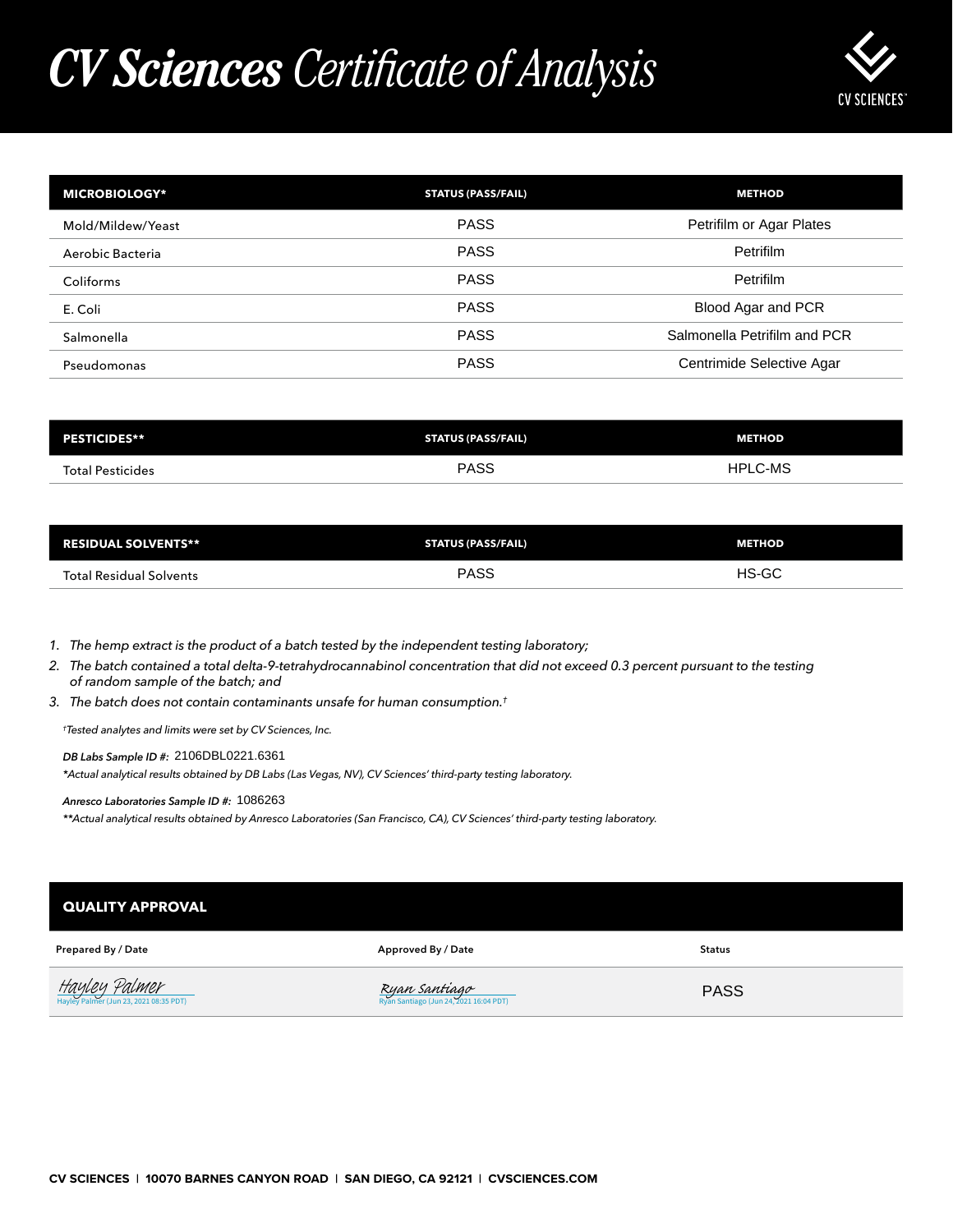# *CV Sciences* Certificate of Analysis

| MICROBIOLOGY* | STATUS (PASS/FAIL) | METHOD |
|---|---|---|
| Mold/Mildew/Yeast | PASS | Petrifilm or Agar Plates |
| Aerobic Bacteria | PASS | Petrifilm |
| Coliforms | PASS | Petrifilm |
| E. Coli | PASS | Blood Agar and PCR |
| Salmonella | PASS | Salmonella Petrifilm and PCR |
| Pseudomonas | PASS | Centrimide Selective Agar |

| PESTICIDES** | STATUS (PASS/FAIL) | METHOD |
|---|---|---|
| Total Pesticides | PASS | HPLC-MS |

| RESIDUAL SOLVENTS** | STATUS (PASS/FAIL) | METHOD |
|---|---|---|
| Total Residual Solvents | PASS | HS-GC |

1. *The hemp extract is the product of a batch tested by the independent testing laboratory;*
2. *The batch contained a total delta-9-tetrahydrocannabinol concentration that did not exceed 0.3 percent pursuant to the testing of random sample of the batch; and*
3. *The batch does not contain contaminants unsafe for human consumption.†*

*†Tested analytes and limits were set by CV Sciences, Inc.*

***DB Labs Sample ID #:*** 2106DBL0221.6361

*\*Actual analytical results obtained by DB Labs (Las Vegas, NV), CV Sciences' third-party testing laboratory.*

***Anresco Laboratories Sample ID #:*** 1086263

*\*\*Actual analytical results obtained by Anresco Laboratories (San Francisco, CA), CV Sciences' third-party testing laboratory.*

## QUALITY APPROVAL

| Prepared By / Date | Approved By / Date | Status |
|---|---|---|
| Hayley Palmer<br>Hayley Palmer (Jun 23, 2021 08:35 PDT) | Ryan Santiago<br>Ryan Santiago (Jun 24, 2021 16:04 PDT) | PASS |

**CV SCIENCES | 10070 BARNES CANYON ROAD | SAN DIEGO, CA 92121 | CVSCIENCES.COM**